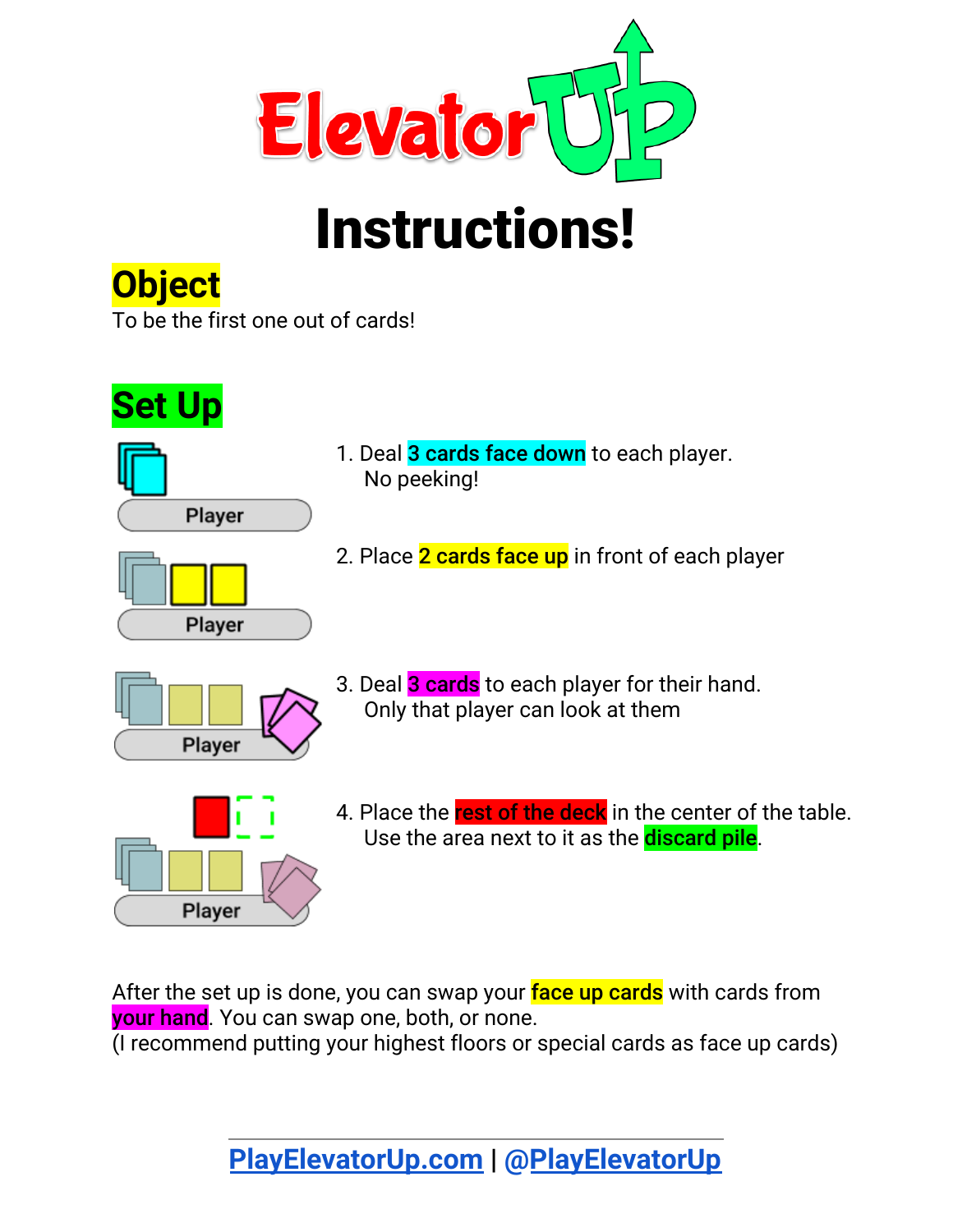# ElevatorUP

# Instructions!

## Object

To be the first one out of cards!

## Set Up

1. Deal **3 cards face down** to each player.
   No peeking!

2. Place **2 cards face up** in front of each player

3. Deal **3 cards** to each player for their hand.
   Only that player can look at them

4. Place the **rest of the deck** in the center of the table.
   Use the area next to it as the **discard pile**.

After the set up is done, you can swap your **face up cards** with cards from **your hand**. You can swap one, both, or none.
(I recommend putting your highest floors or special cards as face up cards)

PlayElevatorUp.com | @PlayElevatorUp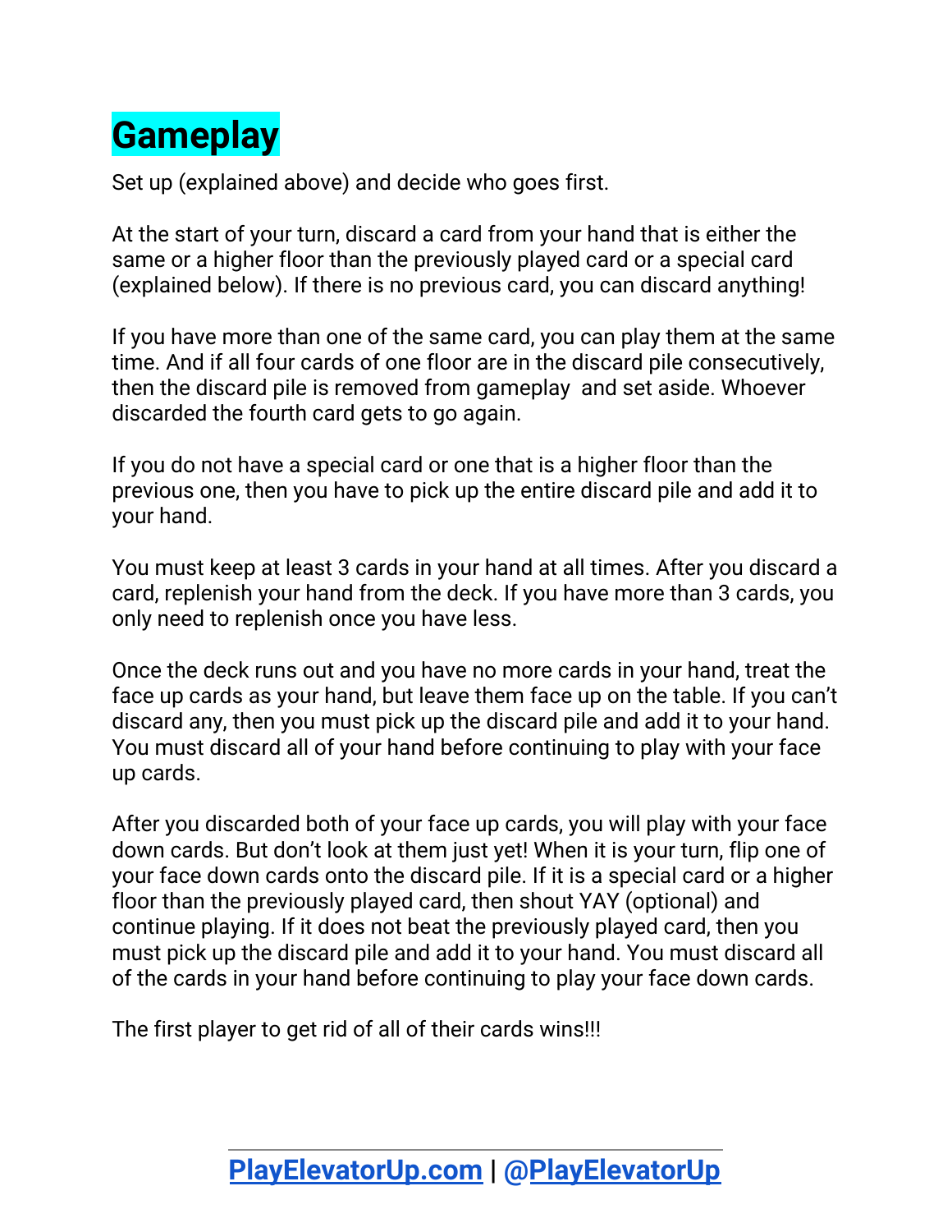# Gameplay

Set up (explained above) and decide who goes first.

At the start of your turn, discard a card from your hand that is either the same or a higher floor than the previously played card or a special card (explained below). If there is no previous card, you can discard anything!

If you have more than one of the same card, you can play them at the same time. And if all four cards of one floor are in the discard pile consecutively, then the discard pile is removed from gameplay  and set aside. Whoever discarded the fourth card gets to go again.

If you do not have a special card or one that is a higher floor than the previous one, then you have to pick up the entire discard pile and add it to your hand.

You must keep at least 3 cards in your hand at all times. After you discard a card, replenish your hand from the deck. If you have more than 3 cards, you only need to replenish once you have less.

Once the deck runs out and you have no more cards in your hand, treat the face up cards as your hand, but leave them face up on the table. If you can't discard any, then you must pick up the discard pile and add it to your hand. You must discard all of your hand before continuing to play with your face up cards.

After you discarded both of your face up cards, you will play with your face down cards. But don't look at them just yet! When it is your turn, flip one of your face down cards onto the discard pile. If it is a special card or a higher floor than the previously played card, then shout YAY (optional) and continue playing. If it does not beat the previously played card, then you must pick up the discard pile and add it to your hand. You must discard all of the cards in your hand before continuing to play your face down cards.

The first player to get rid of all of their cards wins!!!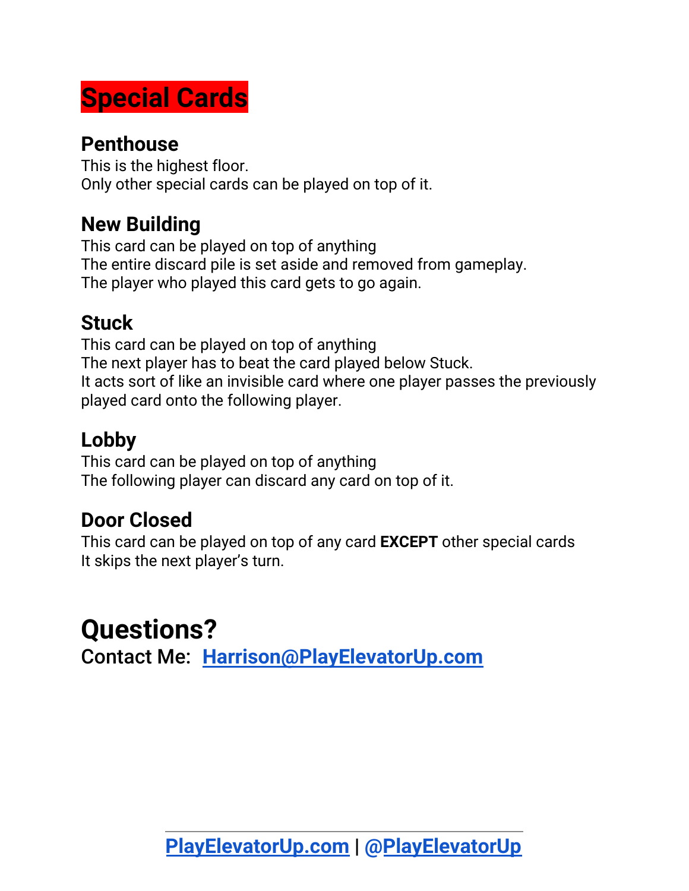# Special Cards

### Penthouse

This is the highest floor.
Only other special cards can be played on top of it.

### New Building

This card can be played on top of anything
The entire discard pile is set aside and removed from gameplay.
The player who played this card gets to go again.

### Stuck

This card can be played on top of anything
The next player has to beat the card played below Stuck.
It acts sort of like an invisible card where one player passes the previously played card onto the following player.

### Lobby

This card can be played on top of anything
The following player can discard any card on top of it.

### Door Closed

This card can be played on top of any card **EXCEPT** other special cards
It skips the next player's turn.

# Questions?

### Contact Me: [Harrison@PlayElevatorUp.com](mailto:Harrison@PlayElevatorUp.com)

[PlayElevatorUp.com](http://PlayElevatorUp.com) | [@PlayElevatorUp](https://twitter.com/PlayElevatorUp)